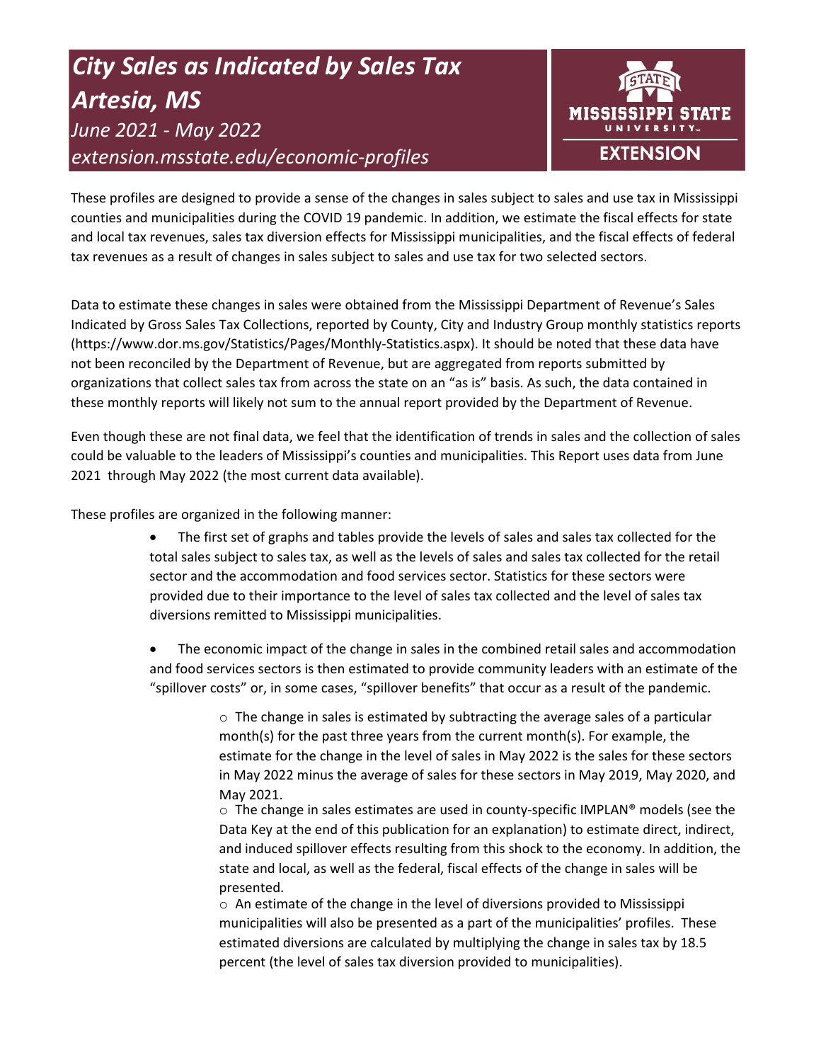# *City Sales as Indicated by Sales Tax Artesia, MS*

*June 2021 - May 2022*

*extension.msstate.edu/economic-profiles*

MISSISSIPPI STATE UNIVERSITY EXTENSION

These profiles are designed to provide a sense of the changes in sales subject to sales and use tax in Mississippi counties and municipalities during the COVID 19 pandemic. In addition, we estimate the fiscal effects for state and local tax revenues, sales tax diversion effects for Mississippi municipalities, and the fiscal effects of federal tax revenues as a result of changes in sales subject to sales and use tax for two selected sectors.

Data to estimate these changes in sales were obtained from the Mississippi Department of Revenue's Sales Indicated by Gross Sales Tax Collections, reported by County, City and Industry Group monthly statistics reports (https://www.dor.ms.gov/Statistics/Pages/Monthly-Statistics.aspx). It should be noted that these data have not been reconciled by the Department of Revenue, but are aggregated from reports submitted by organizations that collect sales tax from across the state on an "as is" basis. As such, the data contained in these monthly reports will likely not sum to the annual report provided by the Department of Revenue.

Even though these are not final data, we feel that the identification of trends in sales and the collection of sales could be valuable to the leaders of Mississippi's counties and municipalities. This Report uses data from June 2021 through May 2022 (the most current data available).

These profiles are organized in the following manner:

- The first set of graphs and tables provide the levels of sales and sales tax collected for the total sales subject to sales tax, as well as the levels of sales and sales tax collected for the retail sector and the accommodation and food services sector. Statistics for these sectors were provided due to their importance to the level of sales tax collected and the level of sales tax diversions remitted to Mississippi municipalities.
- The economic impact of the change in sales in the combined retail sales and accommodation and food services sectors is then estimated to provide community leaders with an estimate of the "spillover costs" or, in some cases, "spillover benefits" that occur as a result of the pandemic.
  - The change in sales is estimated by subtracting the average sales of a particular month(s) for the past three years from the current month(s). For example, the estimate for the change in the level of sales in May 2022 is the sales for these sectors in May 2022 minus the average of sales for these sectors in May 2019, May 2020, and May 2021.
  - The change in sales estimates are used in county-specific IMPLAN® models (see the Data Key at the end of this publication for an explanation) to estimate direct, indirect, and induced spillover effects resulting from this shock to the economy. In addition, the state and local, as well as the federal, fiscal effects of the change in sales will be presented.
  - An estimate of the change in the level of diversions provided to Mississippi municipalities will also be presented as a part of the municipalities' profiles. These estimated diversions are calculated by multiplying the change in sales tax by 18.5 percent (the level of sales tax diversion provided to municipalities).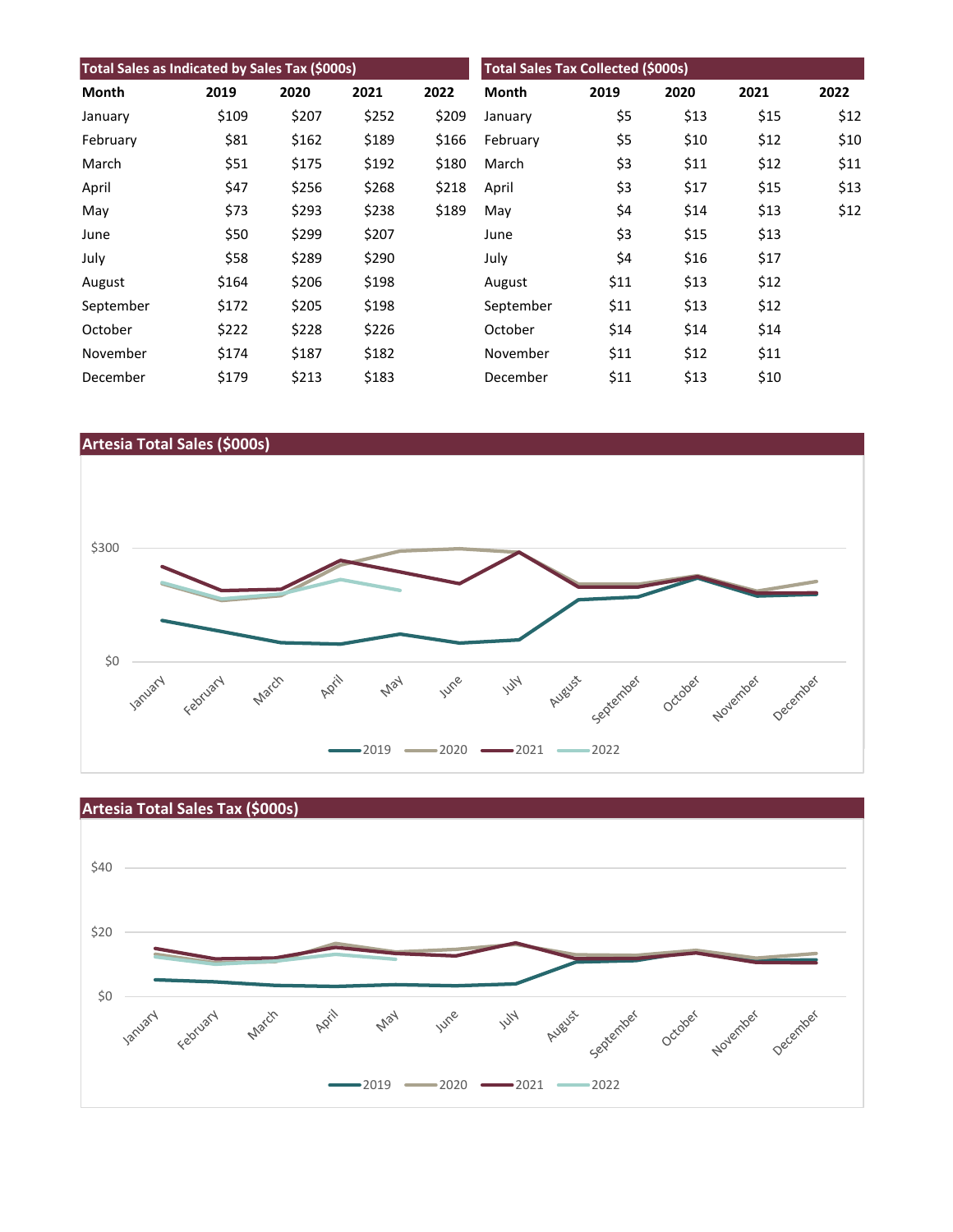## Total Sales as Indicated by Sales Tax ($000s)

| Month | 2019 | 2020 | 2021 | 2022 |
|---|---|---|---|---|
| January | $109 | $207 | $252 | $209 |
| February | $81 | $162 | $189 | $166 |
| March | $51 | $175 | $192 | $180 |
| April | $47 | $256 | $268 | $218 |
| May | $73 | $293 | $238 | $189 |
| June | $50 | $299 | $207 | |
| July | $58 | $289 | $290 | |
| August | $164 | $206 | $198 | |
| September | $172 | $205 | $198 | |
| October | $222 | $228 | $226 | |
| November | $174 | $187 | $182 | |
| December | $179 | $213 | $183 | |

## Total Sales Tax Collected ($000s)

| Month | 2019 | 2020 | 2021 | 2022 |
|---|---|---|---|---|
| January | $5 | $13 | $15 | $12 |
| February | $5 | $10 | $12 | $10 |
| March | $3 | $11 | $12 | $11 |
| April | $3 | $17 | $15 | $13 |
| May | $4 | $14 | $13 | $12 |
| June | $3 | $15 | $13 | |
| July | $4 | $16 | $17 | |
| August | $11 | $13 | $12 | |
| September | $11 | $13 | $12 | |
| October | $14 | $14 | $14 | |
| November | $11 | $12 | $11 | |
| December | $11 | $13 | $10 | |

## Artesia Total Sales ($000s)

## Artesia Total Sales Tax ($000s)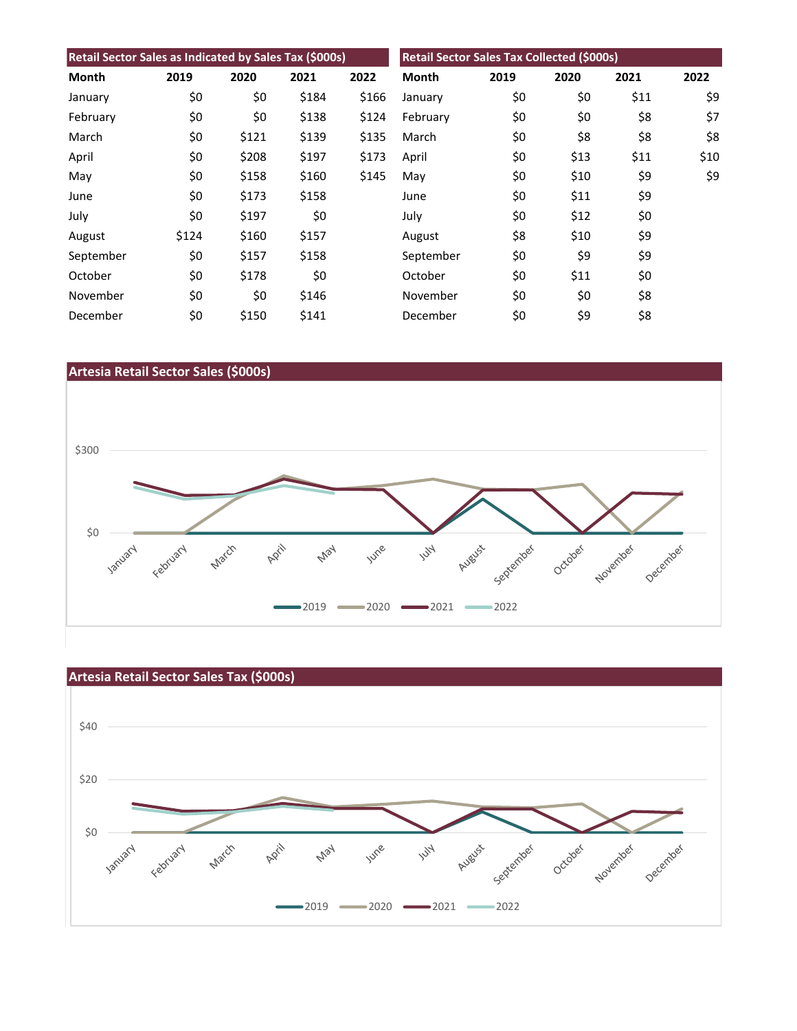| Retail Sector Sales as Indicated by Sales Tax ($000s) | | | | |
|---|---|---|---|---|
| Month | 2019 | 2020 | 2021 | 2022 |
| January | $0 | $0 | $184 | $166 |
| February | $0 | $0 | $138 | $124 |
| March | $0 | $121 | $139 | $135 |
| April | $0 | $208 | $197 | $173 |
| May | $0 | $158 | $160 | $145 |
| June | $0 | $173 | $158 | |
| July | $0 | $197 | $0 | |
| August | $124 | $160 | $157 | |
| September | $0 | $157 | $158 | |
| October | $0 | $178 | $0 | |
| November | $0 | $0 | $146 | |
| December | $0 | $150 | $141 | |

| Retail Sector Sales Tax Collected ($000s) | | | | |
|---|---|---|---|---|
| Month | 2019 | 2020 | 2021 | 2022 |
| January | $0 | $0 | $11 | $9 |
| February | $0 | $0 | $8 | $7 |
| March | $0 | $8 | $8 | $8 |
| April | $0 | $13 | $11 | $10 |
| May | $0 | $10 | $9 | $9 |
| June | $0 | $11 | $9 | |
| July | $0 | $12 | $0 | |
| August | $8 | $10 | $9 | |
| September | $0 | $9 | $9 | |
| October | $0 | $11 | $0 | |
| November | $0 | $0 | $8 | |
| December | $0 | $9 | $8 | |

## Artesia Retail Sector Sales ($000s)

## Artesia Retail Sector Sales Tax ($000s)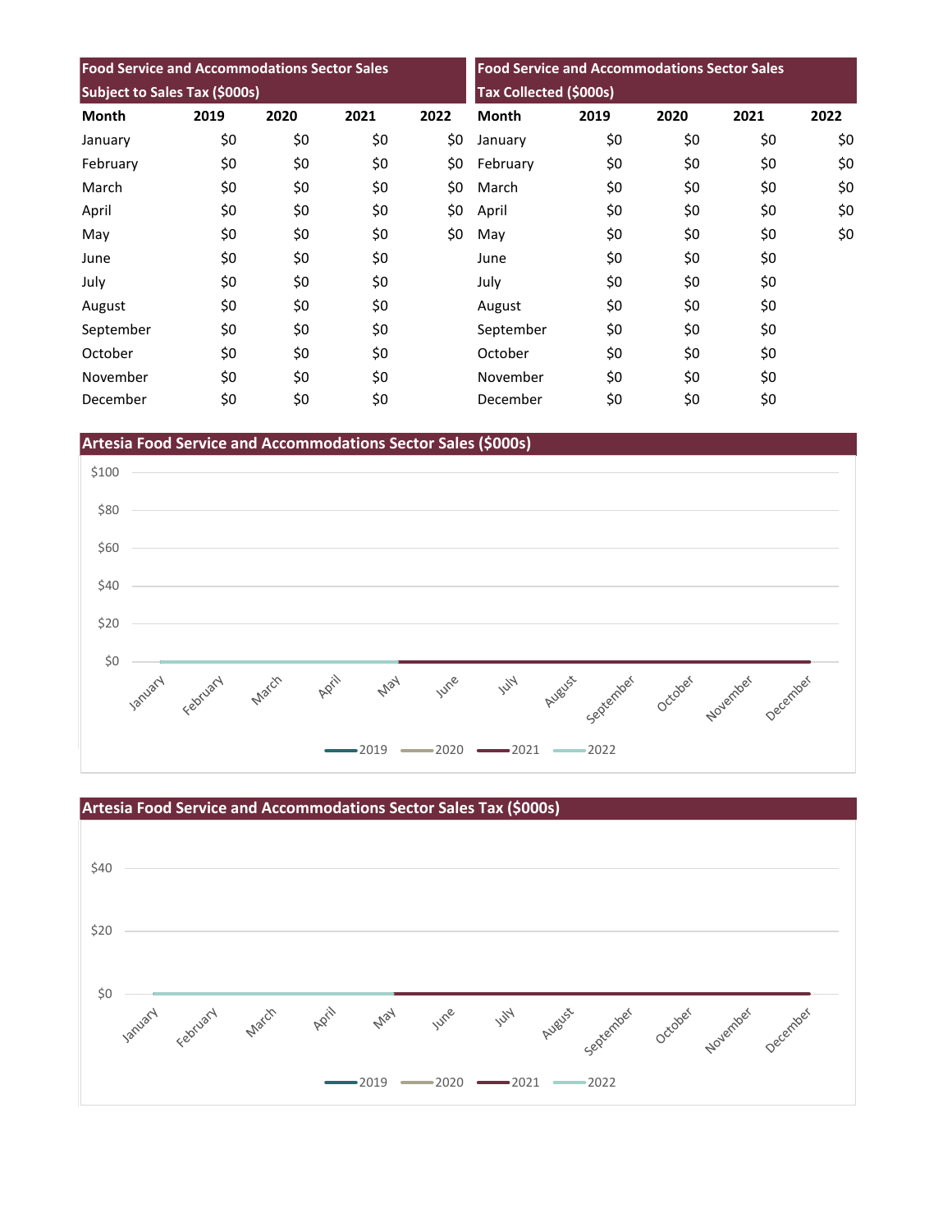| Food Service and Accommodations Sector Sales Subject to Sales Tax ($000s) | | | | |
|---|---|---|---|---|
| Month | 2019 | 2020 | 2021 | 2022 |
| January | $0 | $0 | $0 | $0 |
| February | $0 | $0 | $0 | $0 |
| March | $0 | $0 | $0 | $0 |
| April | $0 | $0 | $0 | $0 |
| May | $0 | $0 | $0 | $0 |
| June | $0 | $0 | $0 | |
| July | $0 | $0 | $0 | |
| August | $0 | $0 | $0 | |
| September | $0 | $0 | $0 | |
| October | $0 | $0 | $0 | |
| November | $0 | $0 | $0 | |
| December | $0 | $0 | $0 | |

| Food Service and Accommodations Sector Sales Tax Collected ($000s) | | | | |
|---|---|---|---|---|
| Month | 2019 | 2020 | 2021 | 2022 |
| January | $0 | $0 | $0 | $0 |
| February | $0 | $0 | $0 | $0 |
| March | $0 | $0 | $0 | $0 |
| April | $0 | $0 | $0 | $0 |
| May | $0 | $0 | $0 | $0 |
| June | $0 | $0 | $0 | |
| July | $0 | $0 | $0 | |
| August | $0 | $0 | $0 | |
| September | $0 | $0 | $0 | |
| October | $0 | $0 | $0 | |
| November | $0 | $0 | $0 | |
| December | $0 | $0 | $0 | |

## Artesia Food Service and Accommodations Sector Sales ($000s)

$100
$80
$60
$40
$20
$0

January February March April May June July August September October November December

2019 2020 2021 2022

## Artesia Food Service and Accommodations Sector Sales Tax ($000s)

$40
$20
$0

January February March April May June July August September October November December

2019 2020 2021 2022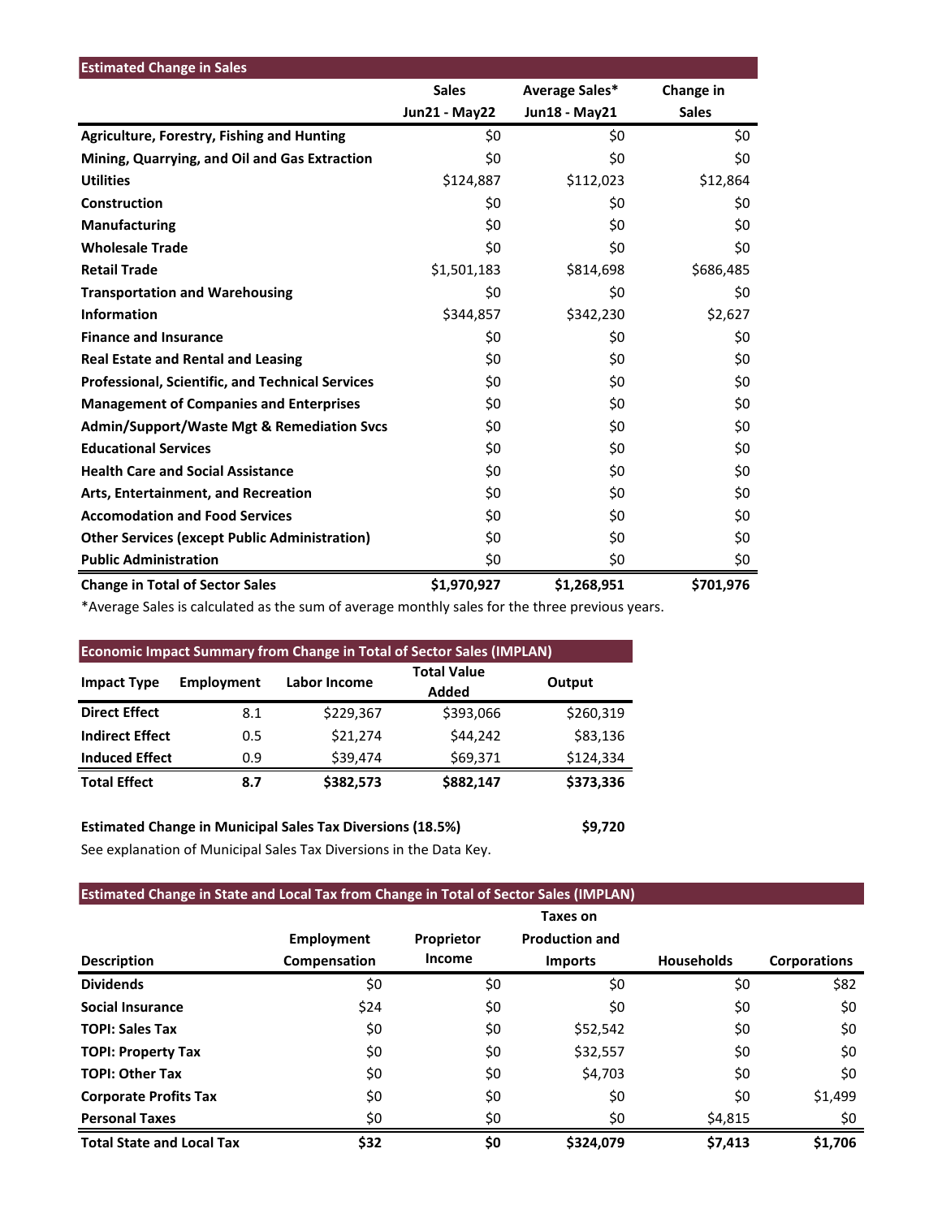## Estimated Change in Sales

| | Sales Jun21 - May22 | Average Sales* Jun18 - May21 | Change in Sales |
|---|---|---|---|
| **Agriculture, Forestry, Fishing and Hunting** | $0 | $0 | $0 |
| **Mining, Quarrying, and Oil and Gas Extraction** | $0 | $0 | $0 |
| **Utilities** | $124,887 | $112,023 | $12,864 |
| **Construction** | $0 | $0 | $0 |
| **Manufacturing** | $0 | $0 | $0 |
| **Wholesale Trade** | $0 | $0 | $0 |
| **Retail Trade** | $1,501,183 | $814,698 | $686,485 |
| **Transportation and Warehousing** | $0 | $0 | $0 |
| **Information** | $344,857 | $342,230 | $2,627 |
| **Finance and Insurance** | $0 | $0 | $0 |
| **Real Estate and Rental and Leasing** | $0 | $0 | $0 |
| **Professional, Scientific, and Technical Services** | $0 | $0 | $0 |
| **Management of Companies and Enterprises** | $0 | $0 | $0 |
| **Admin/Support/Waste Mgt & Remediation Svcs** | $0 | $0 | $0 |
| **Educational Services** | $0 | $0 | $0 |
| **Health Care and Social Assistance** | $0 | $0 | $0 |
| **Arts, Entertainment, and Recreation** | $0 | $0 | $0 |
| **Accomodation and Food Services** | $0 | $0 | $0 |
| **Other Services (except Public Administration)** | $0 | $0 | $0 |
| **Public Administration** | $0 | $0 | $0 |
| **Change in Total of Sector Sales** | **$1,970,927** | **$1,268,951** | **$701,976** |

*Average Sales is calculated as the sum of average monthly sales for the three previous years.

## Economic Impact Summary from Change in Total of Sector Sales (IMPLAN)

| Impact Type | Employment | Labor Income | Total Value Added | Output |
|---|---|---|---|---|
| **Direct Effect** | 8.1 | $229,367 | $393,066 | $260,319 |
| **Indirect Effect** | 0.5 | $21,274 | $44,242 | $83,136 |
| **Induced Effect** | 0.9 | $39,474 | $69,371 | $124,334 |
| **Total Effect** | **8.7** | **$382,573** | **$882,147** | **$373,336** |

**Estimated Change in Municipal Sales Tax Diversions (18.5%)** **$9,720**

See explanation of Municipal Sales Tax Diversions in the Data Key.

## Estimated Change in State and Local Tax from Change in Total of Sector Sales (IMPLAN)

| Description | Employment Compensation | Proprietor Income | Taxes on Production and Imports | Households | Corporations |
|---|---|---|---|---|---|
| **Dividends** | $0 | $0 | $0 | $0 | $82 |
| **Social Insurance** | $24 | $0 | $0 | $0 | $0 |
| **TOPI: Sales Tax** | $0 | $0 | $52,542 | $0 | $0 |
| **TOPI: Property Tax** | $0 | $0 | $32,557 | $0 | $0 |
| **TOPI: Other Tax** | $0 | $0 | $4,703 | $0 | $0 |
| **Corporate Profits Tax** | $0 | $0 | $0 | $0 | $1,499 |
| **Personal Taxes** | $0 | $0 | $0 | $4,815 | $0 |
| **Total State and Local Tax** | **$32** | **$0** | **$324,079** | **$7,413** | **$1,706** |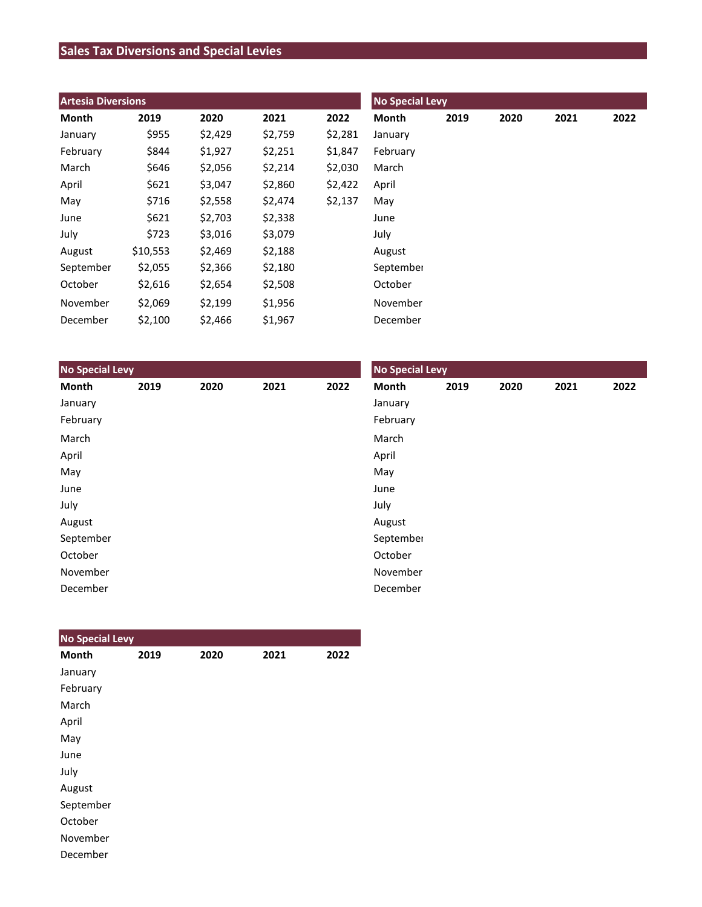## Sales Tax Diversions and Special Levies

### Artesia Diversions

| Month | 2019 | 2020 | 2021 | 2022 |
|---|---|---|---|---|
| January | $955 | $2,429 | $2,759 | $2,281 |
| February | $844 | $1,927 | $2,251 | $1,847 |
| March | $646 | $2,056 | $2,214 | $2,030 |
| April | $621 | $3,047 | $2,860 | $2,422 |
| May | $716 | $2,558 | $2,474 | $2,137 |
| June | $621 | $2,703 | $2,338 | |
| July | $723 | $3,016 | $3,079 | |
| August | $10,553 | $2,469 | $2,188 | |
| September | $2,055 | $2,366 | $2,180 | |
| October | $2,616 | $2,654 | $2,508 | |
| November | $2,069 | $2,199 | $1,956 | |
| December | $2,100 | $2,466 | $1,967 | |

### No Special Levy

| Month | 2019 | 2020 | 2021 | 2022 |
|---|---|---|---|---|
| January | | | | |
| February | | | | |
| March | | | | |
| April | | | | |
| May | | | | |
| June | | | | |
| July | | | | |
| August | | | | |
| September | | | | |
| October | | | | |
| November | | | | |
| December | | | | |

### No Special Levy

| Month | 2019 | 2020 | 2021 | 2022 |
|---|---|---|---|---|
| January | | | | |
| February | | | | |
| March | | | | |
| April | | | | |
| May | | | | |
| June | | | | |
| July | | | | |
| August | | | | |
| September | | | | |
| October | | | | |
| November | | | | |
| December | | | | |

### No Special Levy

| Month | 2019 | 2020 | 2021 | 2022 |
|---|---|---|---|---|
| January | | | | |
| February | | | | |
| March | | | | |
| April | | | | |
| May | | | | |
| June | | | | |
| July | | | | |
| August | | | | |
| September | | | | |
| October | | | | |
| November | | | | |
| December | | | | |

### No Special Levy

| Month | 2019 | 2020 | 2021 | 2022 |
|---|---|---|---|---|
| January | | | | |
| February | | | | |
| March | | | | |
| April | | | | |
| May | | | | |
| June | | | | |
| July | | | | |
| August | | | | |
| September | | | | |
| October | | | | |
| November | | | | |
| December | | | | |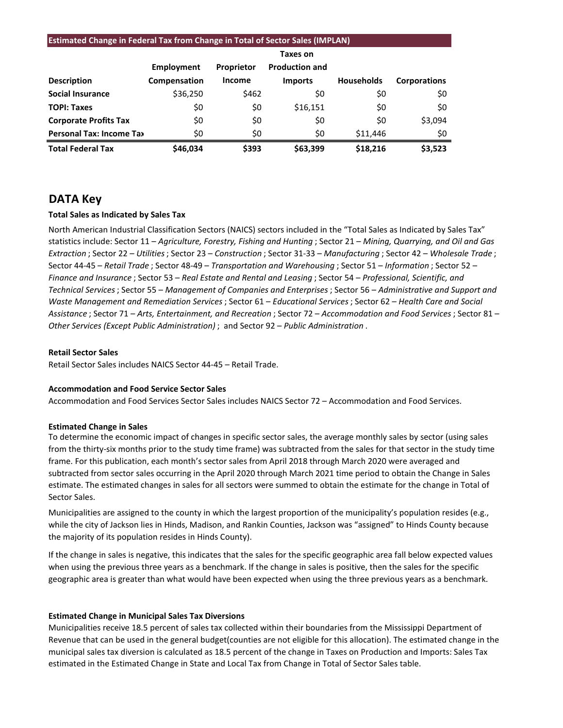| Estimated Change in Federal Tax from Change in Total of Sector Sales (IMPLAN) | | | | | |
|---|---|---|---|---|---|
| Description | Employment Compensation | Proprietor Income | Taxes on Production and Imports | Households | Corporations |
| **Social Insurance** | $36,250 | $462 | $0 | $0 | $0 |
| **TOPI: Taxes** | $0 | $0 | $16,151 | $0 | $0 |
| **Corporate Profits Tax** | $0 | $0 | $0 | $0 | $3,094 |
| **Personal Tax: Income Tax** | $0 | $0 | $0 | $11,446 | $0 |
| **Total Federal Tax** | **$46,034** | **$393** | **$63,399** | **$18,216** | **$3,523** |

## DATA Key

**Total Sales as Indicated by Sales Tax**

North American Industrial Classification Sectors (NAICS) sectors included in the "Total Sales as Indicated by Sales Tax" statistics include: Sector 11 – *Agriculture, Forestry, Fishing and Hunting* ; Sector 21 – *Mining, Quarrying, and Oil and Gas Extraction* ; Sector 22 – *Utilities* ; Sector 23 – *Construction* ; Sector 31-33 – *Manufacturing* ; Sector 42 – *Wholesale Trade* ; Sector 44-45 – *Retail Trade* ; Sector 48-49 – *Transportation and Warehousing* ; Sector 51 – *Information* ; Sector 52 – *Finance and Insurance* ; Sector 53 – *Real Estate and Rental and Leasing* ; Sector 54 – *Professional, Scientific, and Technical Services* ; Sector 55 – *Management of Companies and Enterprises* ; Sector 56 – *Administrative and Support and Waste Management and Remediation Services* ; Sector 61 – *Educational Services* ; Sector 62 – *Health Care and Social Assistance* ; Sector 71 – *Arts, Entertainment, and Recreation* ; Sector 72 – *Accommodation and Food Services* ; Sector 81 – *Other Services (Except Public Administration)* ; and Sector 92 – *Public Administration* .

**Retail Sector Sales**

Retail Sector Sales includes NAICS Sector 44-45 – Retail Trade.

**Accommodation and Food Service Sector Sales**

Accommodation and Food Services Sector Sales includes NAICS Sector 72 – Accommodation and Food Services.

**Estimated Change in Sales**

To determine the economic impact of changes in specific sector sales, the average monthly sales by sector (using sales from the thirty-six months prior to the study time frame) was subtracted from the sales for that sector in the study time frame. For this publication, each month's sector sales from April 2018 through March 2020 were averaged and subtracted from sector sales occurring in the April 2020 through March 2021 time period to obtain the Change in Sales estimate. The estimated changes in sales for all sectors were summed to obtain the estimate for the change in Total of Sector Sales.

Municipalities are assigned to the county in which the largest proportion of the municipality's population resides (e.g., while the city of Jackson lies in Hinds, Madison, and Rankin Counties, Jackson was "assigned" to Hinds County because the majority of its population resides in Hinds County).

If the change in sales is negative, this indicates that the sales for the specific geographic area fall below expected values when using the previous three years as a benchmark. If the change in sales is positive, then the sales for the specific geographic area is greater than what would have been expected when using the three previous years as a benchmark.

**Estimated Change in Municipal Sales Tax Diversions**

Municipalities receive 18.5 percent of sales tax collected within their boundaries from the Mississippi Department of Revenue that can be used in the general budget(counties are not eligible for this allocation). The estimated change in the municipal sales tax diversion is calculated as 18.5 percent of the change in Taxes on Production and Imports: Sales Tax estimated in the Estimated Change in State and Local Tax from Change in Total of Sector Sales table.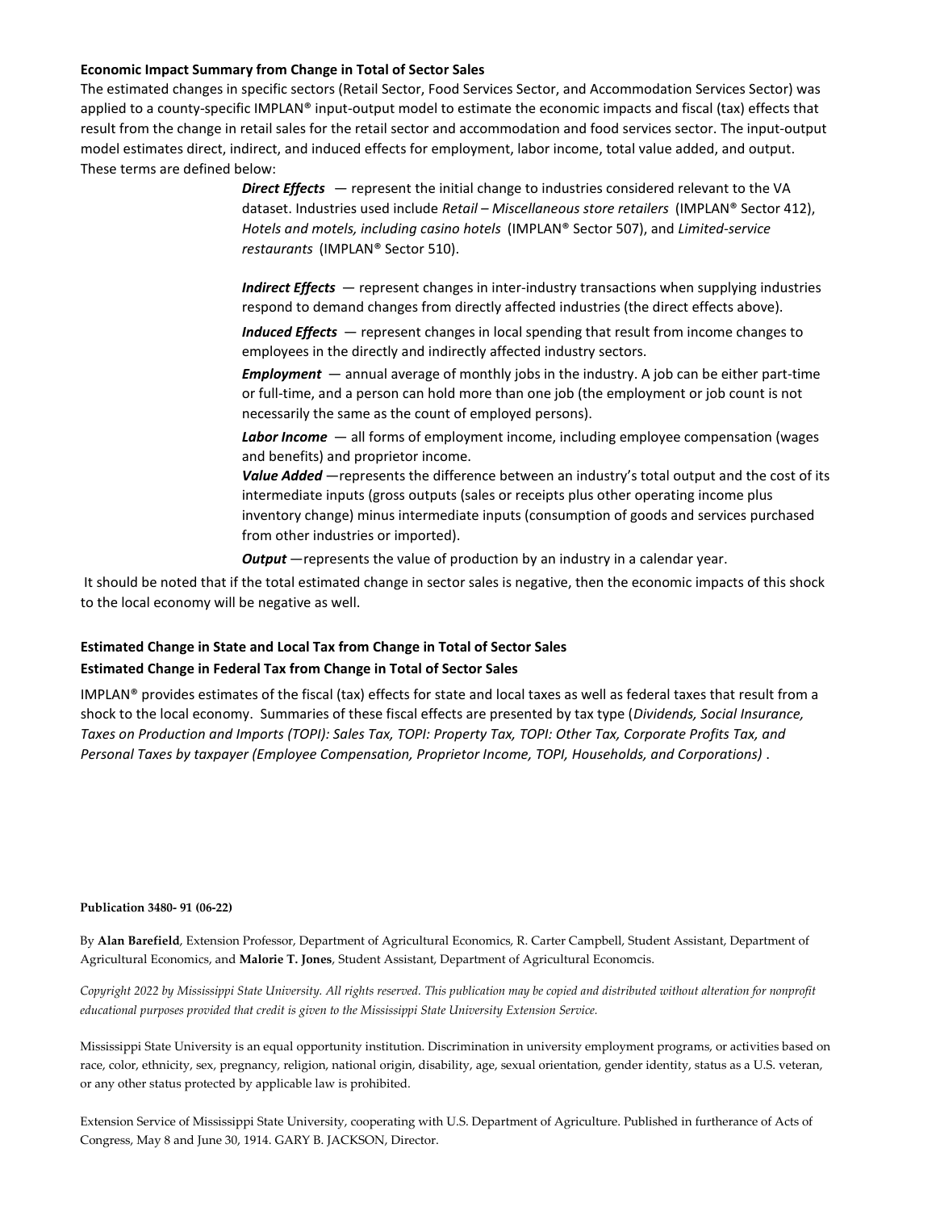**Economic Impact Summary from Change in Total of Sector Sales**

The estimated changes in specific sectors (Retail Sector, Food Services Sector, and Accommodation Services Sector) was applied to a county-specific IMPLAN® input-output model to estimate the economic impacts and fiscal (tax) effects that result from the change in retail sales for the retail sector and accommodation and food services sector. The input-output model estimates direct, indirect, and induced effects for employment, labor income, total value added, and output. These terms are defined below:

***Direct Effects*** — represent the initial change to industries considered relevant to the VA dataset. Industries used include *Retail – Miscellaneous store retailers* (IMPLAN® Sector 412), *Hotels and motels, including casino hotels* (IMPLAN® Sector 507), and *Limited-service restaurants* (IMPLAN® Sector 510).

***Indirect Effects*** — represent changes in inter-industry transactions when supplying industries respond to demand changes from directly affected industries (the direct effects above).

***Induced Effects*** — represent changes in local spending that result from income changes to employees in the directly and indirectly affected industry sectors.

***Employment*** — annual average of monthly jobs in the industry. A job can be either part-time or full-time, and a person can hold more than one job (the employment or job count is not necessarily the same as the count of employed persons).

***Labor Income*** — all forms of employment income, including employee compensation (wages and benefits) and proprietor income.

***Value Added*** —represents the difference between an industry's total output and the cost of its intermediate inputs (gross outputs (sales or receipts plus other operating income plus inventory change) minus intermediate inputs (consumption of goods and services purchased from other industries or imported).

***Output*** —represents the value of production by an industry in a calendar year.

It should be noted that if the total estimated change in sector sales is negative, then the economic impacts of this shock to the local economy will be negative as well.

**Estimated Change in State and Local Tax from Change in Total of Sector Sales**

**Estimated Change in Federal Tax from Change in Total of Sector Sales**

IMPLAN® provides estimates of the fiscal (tax) effects for state and local taxes as well as federal taxes that result from a shock to the local economy. Summaries of these fiscal effects are presented by tax type (*Dividends, Social Insurance, Taxes on Production and Imports (TOPI): Sales Tax, TOPI: Property Tax, TOPI: Other Tax, Corporate Profits Tax, and Personal Taxes by taxpayer (Employee Compensation, Proprietor Income, TOPI, Households, and Corporations)* .

**Publication 3480- 91 (06-22)**

By **Alan Barefield**, Extension Professor, Department of Agricultural Economics, R. Carter Campbell, Student Assistant, Department of Agricultural Economics, and **Malorie T. Jones**, Student Assistant, Department of Agricultural Economcis.

*Copyright 2022 by Mississippi State University. All rights reserved. This publication may be copied and distributed without alteration for nonprofit educational purposes provided that credit is given to the Mississippi State University Extension Service.*

Mississippi State University is an equal opportunity institution. Discrimination in university employment programs, or activities based on race, color, ethnicity, sex, pregnancy, religion, national origin, disability, age, sexual orientation, gender identity, status as a U.S. veteran, or any other status protected by applicable law is prohibited.

Extension Service of Mississippi State University, cooperating with U.S. Department of Agriculture. Published in furtherance of Acts of Congress, May 8 and June 30, 1914. GARY B. JACKSON, Director.